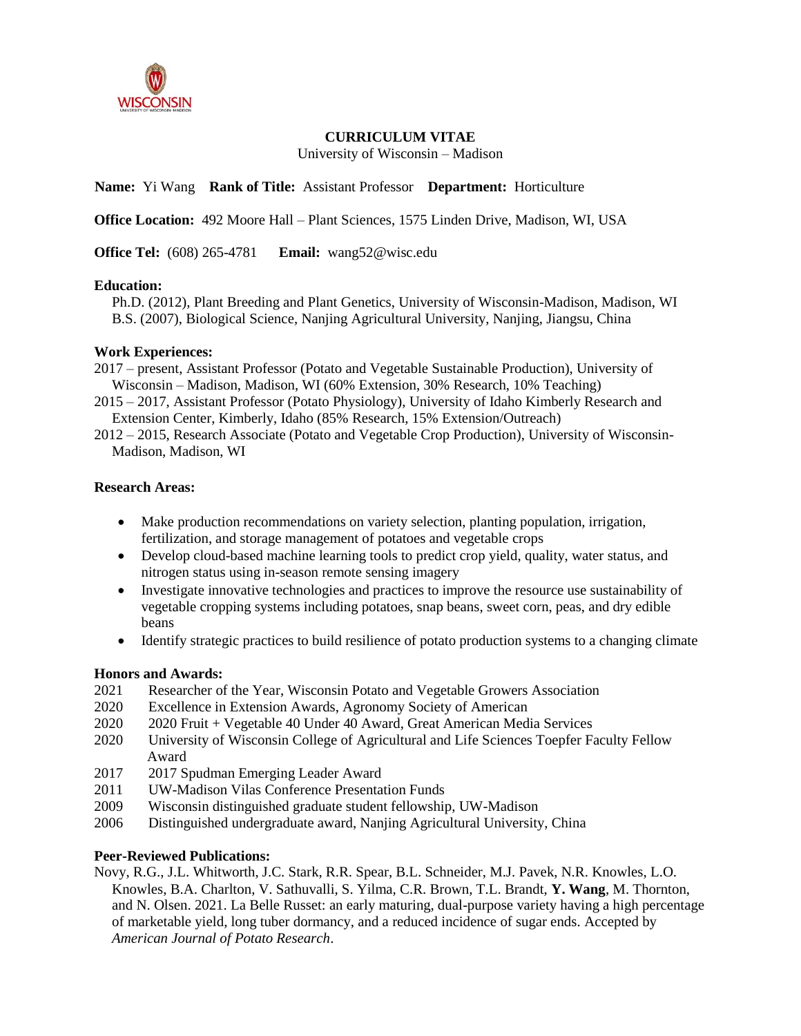# CURRICULUM VITAE

University of Wisconsin – Madison

**Name:** Yi Wang **Rank of Title:** Assistant Professor **Department:** Horticulture

**Office Location:** 492 Moore Hall – Plant Sciences, 1575 Linden Drive, Madison, WI, USA

**Office Tel:** (608) 265-4781 **Email:** wang52@wisc.edu

## Education:

Ph.D. (2012), Plant Breeding and Plant Genetics, University of Wisconsin-Madison, Madison, WI
B.S. (2007), Biological Science, Nanjing Agricultural University, Nanjing, Jiangsu, China

## Work Experiences:

2017 – present, Assistant Professor (Potato and Vegetable Sustainable Production), University of Wisconsin – Madison, Madison, WI (60% Extension, 30% Research, 10% Teaching)

2015 – 2017, Assistant Professor (Potato Physiology), University of Idaho Kimberly Research and Extension Center, Kimberly, Idaho (85% Research, 15% Extension/Outreach)

2012 – 2015, Research Associate (Potato and Vegetable Crop Production), University of Wisconsin-Madison, Madison, WI

## Research Areas:

- Make production recommendations on variety selection, planting population, irrigation, fertilization, and storage management of potatoes and vegetable crops
- Develop cloud-based machine learning tools to predict crop yield, quality, water status, and nitrogen status using in-season remote sensing imagery
- Investigate innovative technologies and practices to improve the resource use sustainability of vegetable cropping systems including potatoes, snap beans, sweet corn, peas, and dry edible beans
- Identify strategic practices to build resilience of potato production systems to a changing climate

## Honors and Awards:

2021 Researcher of the Year, Wisconsin Potato and Vegetable Growers Association
2020 Excellence in Extension Awards, Agronomy Society of American
2020 2020 Fruit + Vegetable 40 Under 40 Award, Great American Media Services
2020 University of Wisconsin College of Agricultural and Life Sciences Toepfer Faculty Fellow Award
2017 2017 Spudman Emerging Leader Award
2011 UW-Madison Vilas Conference Presentation Funds
2009 Wisconsin distinguished graduate student fellowship, UW-Madison
2006 Distinguished undergraduate award, Nanjing Agricultural University, China

## Peer-Reviewed Publications:

Novy, R.G., J.L. Whitworth, J.C. Stark, R.R. Spear, B.L. Schneider, M.J. Pavek, N.R. Knowles, L.O. Knowles, B.A. Charlton, V. Sathuvalli, S. Yilma, C.R. Brown, T.L. Brandt, **Y. Wang**, M. Thornton, and N. Olsen. 2021. La Belle Russet: an early maturing, dual-purpose variety having a high percentage of marketable yield, long tuber dormancy, and a reduced incidence of sugar ends. Accepted by *American Journal of Potato Research*.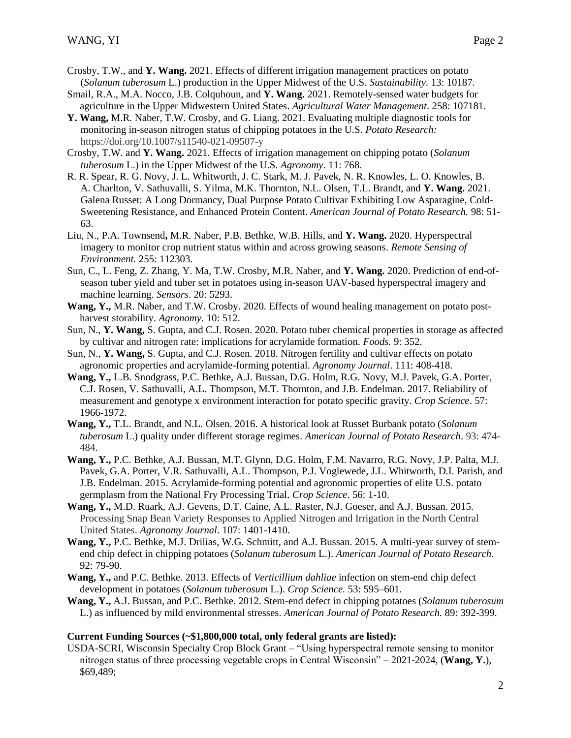Crosby, T.W., and **Y. Wang.** 2021. Effects of different irrigation management practices on potato (*Solanum tuberosum* L.) production in the Upper Midwest of the U.S. *Sustainability.* 13: 10187.

Smail, R.A., M.A. Nocco, J.B. Colquhoun, and **Y. Wang.** 2021. Remotely-sensed water budgets for agriculture in the Upper Midwestern United States. *Agricultural Water Management*. 258: 107181.

**Y. Wang,** M.R. Naber, T.W. Crosby, and G. Liang. 2021. Evaluating multiple diagnostic tools for monitoring in-season nitrogen status of chipping potatoes in the U.S. *Potato Research:* https://doi.org/10.1007/s11540-021-09507-y

Crosby, T.W. and **Y. Wang.** 2021. Effects of irrigation management on chipping potato (*Solanum tuberosum* L.) in the Upper Midwest of the U.S. *Agronomy*. 11: 768.

R. R. Spear, R. G. Novy, J. L. Whitworth, J. C. Stark, M. J. Pavek, N. R. Knowles, L. O. Knowles, B. A. Charlton, V. Sathuvalli, S. Yilma, M.K. Thornton, N.L. Olsen, T.L. Brandt, and **Y. Wang.** 2021. Galena Russet: A Long Dormancy, Dual Purpose Potato Cultivar Exhibiting Low Asparagine, Cold-Sweetening Resistance, and Enhanced Protein Content. *American Journal of Potato Research.* 98: 51-63.

Liu, N., P.A. Townsend**,** M.R. Naber, P.B. Bethke, W.B. Hills, and **Y. Wang.** 2020. Hyperspectral imagery to monitor crop nutrient status within and across growing seasons. *Remote Sensing of Environment.* 255: 112303.

Sun, C., L. Feng, Z. Zhang, Y. Ma, T.W. Crosby, M.R. Naber, and **Y. Wang.** 2020. Prediction of end-of-season tuber yield and tuber set in potatoes using in-season UAV-based hyperspectral imagery and machine learning. *Sensors*. 20: 5293.

**Wang, Y.,** M.R. Naber, and T.W. Crosby. 2020. Effects of wound healing management on potato post-harvest storability. *Agronomy*. 10: 512.

Sun, N., **Y. Wang,** S. Gupta, and C.J. Rosen. 2020. Potato tuber chemical properties in storage as affected by cultivar and nitrogen rate: implications for acrylamide formation. *Foods.* 9: 352.

Sun, N., **Y. Wang,** S. Gupta, and C.J. Rosen. 2018. Nitrogen fertility and cultivar effects on potato agronomic properties and acrylamide-forming potential. *Agronomy Journal*. 111: 408-418.

**Wang, Y.,** L.B. Snodgrass, P.C. Bethke, A.J. Bussan, D.G. Holm, R.G. Novy, M.J. Pavek, G.A. Porter, C.J. Rosen, V. Sathuvalli, A.L. Thompson, M.T. Thornton, and J.B. Endelman. 2017. Reliability of measurement and genotype x environment interaction for potato specific gravity. *Crop Science*. 57: 1966-1972.

**Wang, Y.,** T.L. Brandt, and N.L. Olsen. 2016. A historical look at Russet Burbank potato (*Solanum tuberosum* L.) quality under different storage regimes. *American Journal of Potato Research*. 93: 474-484.

**Wang, Y.,** P.C. Bethke, A.J. Bussan, M.T. Glynn, D.G. Holm, F.M. Navarro, R.G. Novy, J.P. Palta, M.J. Pavek, G.A. Porter, V.R. Sathuvalli, A.L. Thompson, P.J. Voglewede, J.L. Whitworth, D.I. Parish, and J.B. Endelman. 2015. Acrylamide-forming potential and agronomic properties of elite U.S. potato germplasm from the National Fry Processing Trial. *Crop Science*. 56: 1-10.

**Wang, Y.,** M.D. Ruark, A.J. Gevens, D.T. Caine, A.L. Raster, N.J. Goeser, and A.J. Bussan. 2015. Processing Snap Bean Variety Responses to Applied Nitrogen and Irrigation in the North Central United States. *Agronomy Journal*. 107: 1401-1410.

**Wang, Y.,** P.C. Bethke, M.J. Drilias, W.G. Schmitt, and A.J. Bussan. 2015. A multi-year survey of stem-end chip defect in chipping potatoes (*Solanum tuberosum* L.). *American Journal of Potato Research*. 92: 79-90.

**Wang, Y.,** and P.C. Bethke. 2013. Effects of *Verticillium dahliae* infection on stem-end chip defect development in potatoes (*Solanum tuberosum* L.). *Crop Science.* 53: 595–601.

**Wang, Y.,** A.J. Bussan, and P.C. Bethke. 2012. Stem-end defect in chipping potatoes (*Solanum tuberosum* L.) as influenced by mild environmental stresses. *American Journal of Potato Research.* 89: 392-399.

**Current Funding Sources (~$1,800,000 total, only federal grants are listed):**

USDA-SCRI, Wisconsin Specialty Crop Block Grant – "Using hyperspectral remote sensing to monitor nitrogen status of three processing vegetable crops in Central Wisconsin" – 2021-2024, (**Wang, Y.**), $69,489;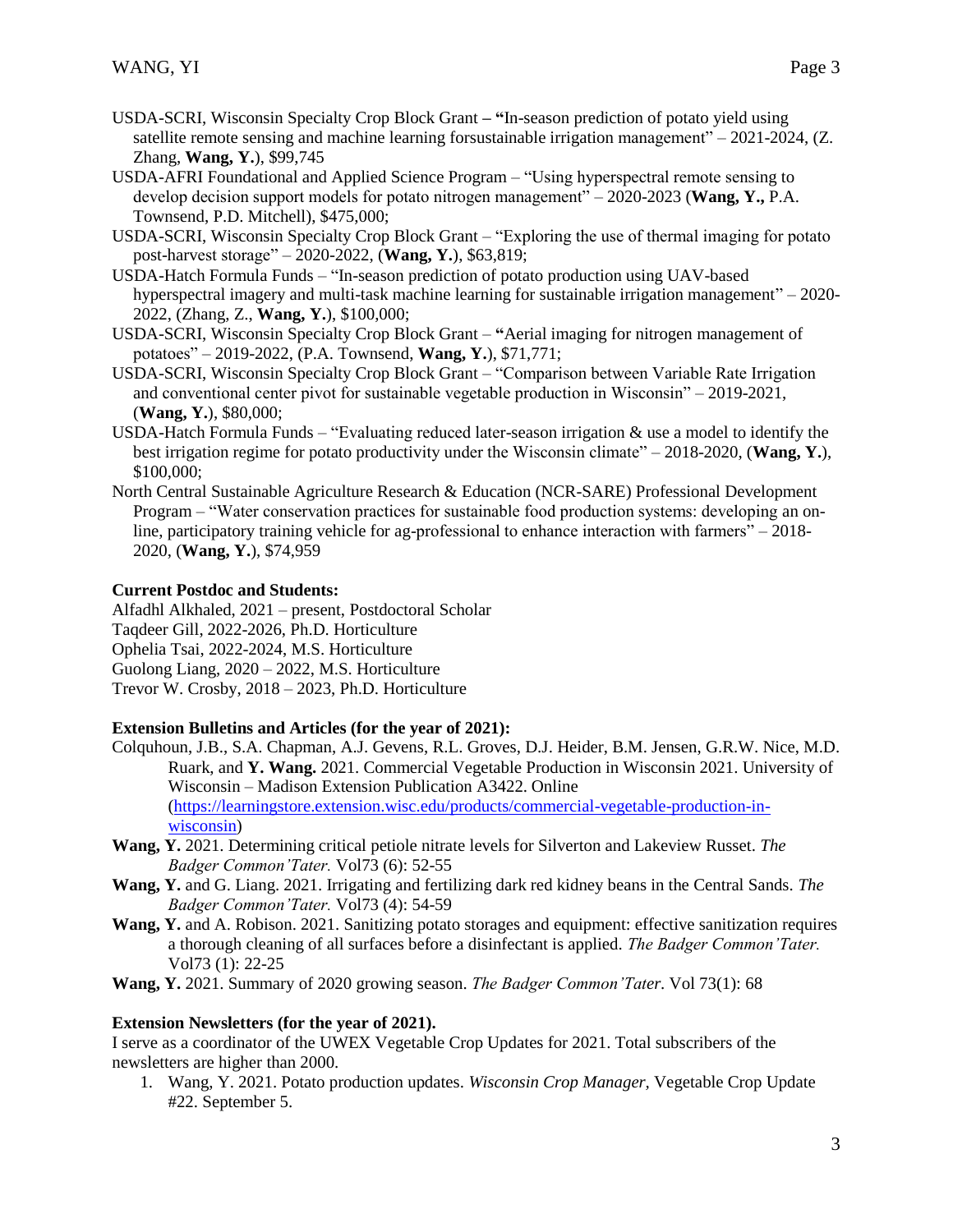USDA-SCRI, Wisconsin Specialty Crop Block Grant **– "**In-season prediction of potato yield using satellite remote sensing and machine learning forsustainable irrigation management" – 2021-2024, (Z. Zhang, **Wang, Y.**), $99,745

USDA-AFRI Foundational and Applied Science Program – "Using hyperspectral remote sensing to develop decision support models for potato nitrogen management" – 2020-2023 (**Wang, Y.,** P.A. Townsend, P.D. Mitchell), $475,000;

USDA-SCRI, Wisconsin Specialty Crop Block Grant – "Exploring the use of thermal imaging for potato post-harvest storage" – 2020-2022, (**Wang, Y.**), $63,819;

USDA-Hatch Formula Funds – "In-season prediction of potato production using UAV-based hyperspectral imagery and multi-task machine learning for sustainable irrigation management" – 2020-2022, (Zhang, Z., **Wang, Y.**), $100,000;

USDA-SCRI, Wisconsin Specialty Crop Block Grant – **"**Aerial imaging for nitrogen management of potatoes" – 2019-2022, (P.A. Townsend, **Wang, Y.**), $71,771;

USDA-SCRI, Wisconsin Specialty Crop Block Grant – "Comparison between Variable Rate Irrigation and conventional center pivot for sustainable vegetable production in Wisconsin" – 2019-2021, (**Wang, Y.**), $80,000;

USDA-Hatch Formula Funds – "Evaluating reduced later-season irrigation & use a model to identify the best irrigation regime for potato productivity under the Wisconsin climate" – 2018-2020, (**Wang, Y.**), $100,000;

North Central Sustainable Agriculture Research & Education (NCR-SARE) Professional Development Program – "Water conservation practices for sustainable food production systems: developing an on-line, participatory training vehicle for ag-professional to enhance interaction with farmers" – 2018-2020, (**Wang, Y.**), $74,959

**Current Postdoc and Students:**

Alfadhl Alkhaled, 2021 – present, Postdoctoral Scholar
Taqdeer Gill, 2022-2026, Ph.D. Horticulture
Ophelia Tsai, 2022-2024, M.S. Horticulture
Guolong Liang, 2020 – 2022, M.S. Horticulture
Trevor W. Crosby, 2018 – 2023, Ph.D. Horticulture

**Extension Bulletins and Articles (for the year of 2021):**

Colquhoun, J.B., S.A. Chapman, A.J. Gevens, R.L. Groves, D.J. Heider, B.M. Jensen, G.R.W. Nice, M.D. Ruark, and **Y. Wang.** 2021. Commercial Vegetable Production in Wisconsin 2021. University of Wisconsin – Madison Extension Publication A3422. Online (https://learningstore.extension.wisc.edu/products/commercial-vegetable-production-in-wisconsin)

**Wang, Y.** 2021. Determining critical petiole nitrate levels for Silverton and Lakeview Russet. *The Badger Common'Tater.* Vol73 (6): 52-55

**Wang, Y.** and G. Liang. 2021. Irrigating and fertilizing dark red kidney beans in the Central Sands. *The Badger Common'Tater.* Vol73 (4): 54-59

**Wang, Y.** and A. Robison. 2021. Sanitizing potato storages and equipment: effective sanitization requires a thorough cleaning of all surfaces before a disinfectant is applied. *The Badger Common'Tater.* Vol73 (1): 22-25

**Wang, Y.** 2021. Summary of 2020 growing season. *The Badger Common'Tater*. Vol 73(1): 68

**Extension Newsletters (for the year of 2021).**

I serve as a coordinator of the UWEX Vegetable Crop Updates for 2021. Total subscribers of the newsletters are higher than 2000.

1. Wang, Y. 2021. Potato production updates. *Wisconsin Crop Manager*, Vegetable Crop Update #22. September 5.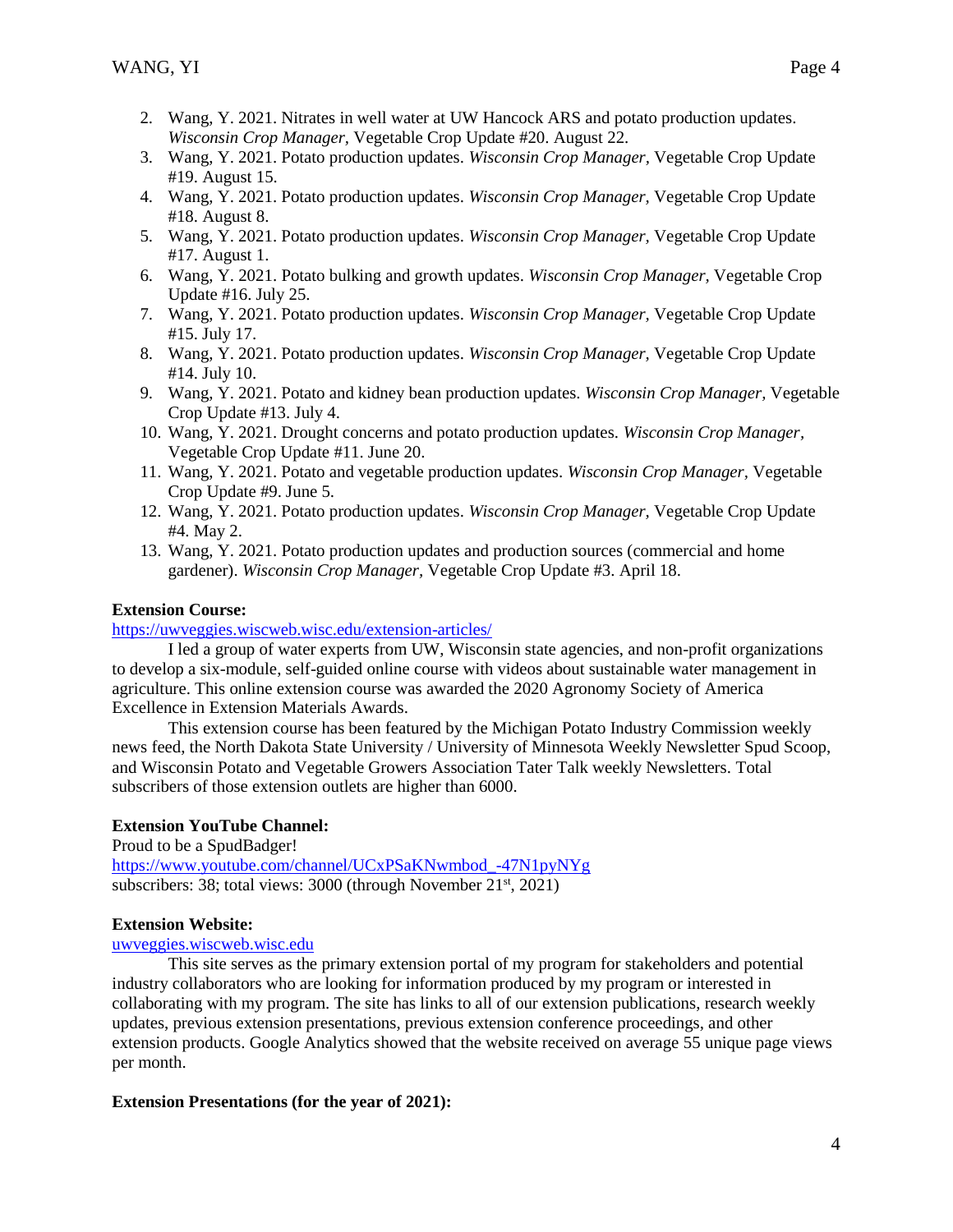2. Wang, Y. 2021. Nitrates in well water at UW Hancock ARS and potato production updates. *Wisconsin Crop Manager*, Vegetable Crop Update #20. August 22.
3. Wang, Y. 2021. Potato production updates. *Wisconsin Crop Manager*, Vegetable Crop Update #19. August 15.
4. Wang, Y. 2021. Potato production updates. *Wisconsin Crop Manager*, Vegetable Crop Update #18. August 8.
5. Wang, Y. 2021. Potato production updates. *Wisconsin Crop Manager*, Vegetable Crop Update #17. August 1.
6. Wang, Y. 2021. Potato bulking and growth updates. *Wisconsin Crop Manager*, Vegetable Crop Update #16. July 25.
7. Wang, Y. 2021. Potato production updates. *Wisconsin Crop Manager*, Vegetable Crop Update #15. July 17.
8. Wang, Y. 2021. Potato production updates. *Wisconsin Crop Manager*, Vegetable Crop Update #14. July 10.
9. Wang, Y. 2021. Potato and kidney bean production updates. *Wisconsin Crop Manager*, Vegetable Crop Update #13. July 4.
10. Wang, Y. 2021. Drought concerns and potato production updates. *Wisconsin Crop Manager*, Vegetable Crop Update #11. June 20.
11. Wang, Y. 2021. Potato and vegetable production updates. *Wisconsin Crop Manager*, Vegetable Crop Update #9. June 5.
12. Wang, Y. 2021. Potato production updates. *Wisconsin Crop Manager*, Vegetable Crop Update #4. May 2.
13. Wang, Y. 2021. Potato production updates and production sources (commercial and home gardener). *Wisconsin Crop Manager*, Vegetable Crop Update #3. April 18.

**Extension Course:**

https://uwveggies.wiscweb.wisc.edu/extension-articles/

I led a group of water experts from UW, Wisconsin state agencies, and non-profit organizations to develop a six-module, self-guided online course with videos about sustainable water management in agriculture. This online extension course was awarded the 2020 Agronomy Society of America Excellence in Extension Materials Awards.

This extension course has been featured by the Michigan Potato Industry Commission weekly news feed, the North Dakota State University / University of Minnesota Weekly Newsletter Spud Scoop, and Wisconsin Potato and Vegetable Growers Association Tater Talk weekly Newsletters. Total subscribers of those extension outlets are higher than 6000.

**Extension YouTube Channel:**

Proud to be a SpudBadger!

https://www.youtube.com/channel/UCxPSaKNwmbod_-47N1pyNYg

subscribers: 38; total views: 3000 (through November 21st, 2021)

**Extension Website:**

uwveggies.wiscweb.wisc.edu

This site serves as the primary extension portal of my program for stakeholders and potential industry collaborators who are looking for information produced by my program or interested in collaborating with my program. The site has links to all of our extension publications, research weekly updates, previous extension presentations, previous extension conference proceedings, and other extension products. Google Analytics showed that the website received on average 55 unique page views per month.

**Extension Presentations (for the year of 2021):**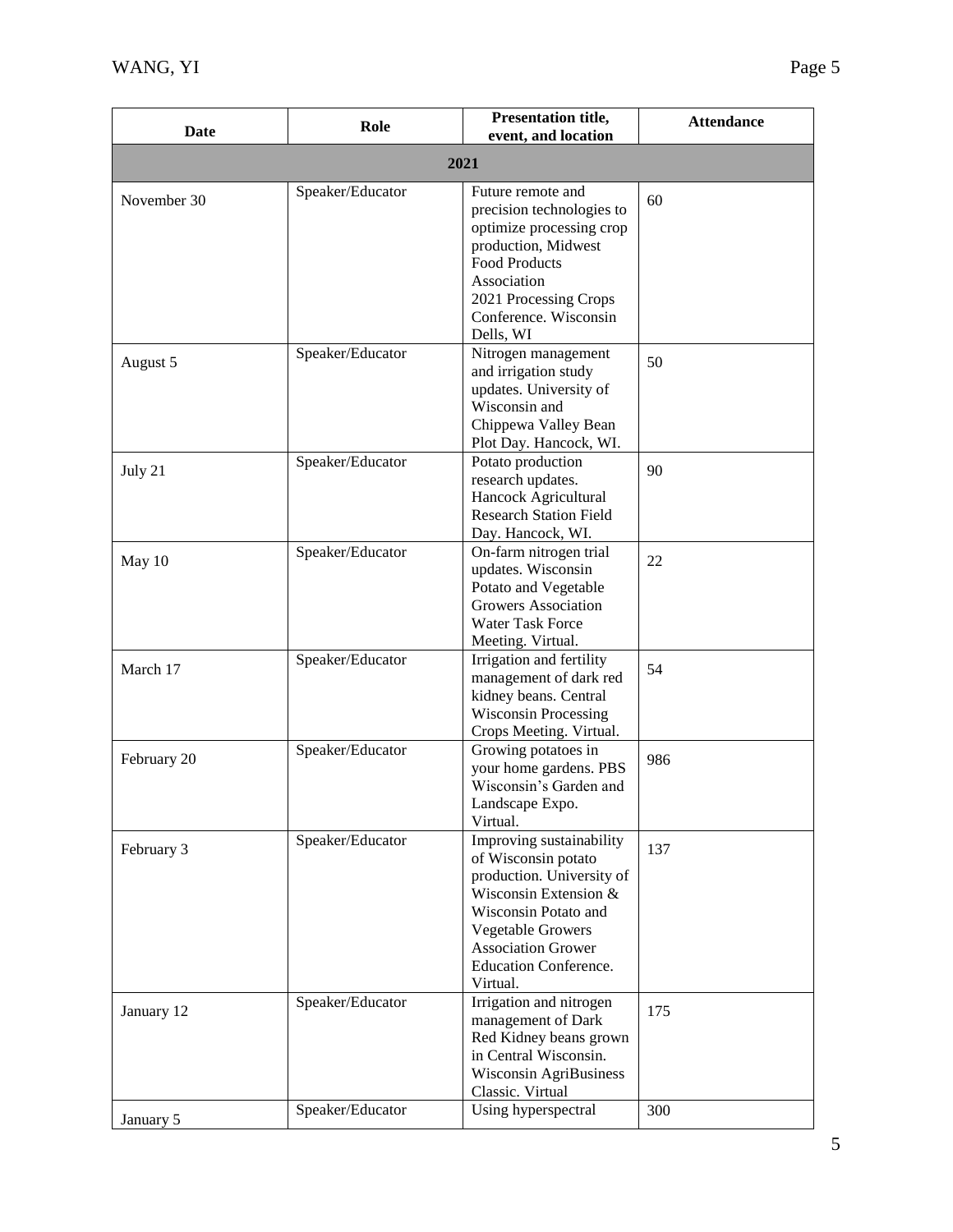| Date | Role | Presentation title, event, and location | Attendance |
|---|---|---|---|
| **2021** | | | |
| November 30 | Speaker/Educator | Future remote and precision technologies to optimize processing crop production, Midwest Food Products Association 2021 Processing Crops Conference. Wisconsin Dells, WI | 60 |
| August 5 | Speaker/Educator | Nitrogen management and irrigation study updates. University of Wisconsin and Chippewa Valley Bean Plot Day. Hancock, WI. | 50 |
| July 21 | Speaker/Educator | Potato production research updates. Hancock Agricultural Research Station Field Day. Hancock, WI. | 90 |
| May 10 | Speaker/Educator | On-farm nitrogen trial updates. Wisconsin Potato and Vegetable Growers Association Water Task Force Meeting. Virtual. | 22 |
| March 17 | Speaker/Educator | Irrigation and fertility management of dark red kidney beans. Central Wisconsin Processing Crops Meeting. Virtual. | 54 |
| February 20 | Speaker/Educator | Growing potatoes in your home gardens. PBS Wisconsin's Garden and Landscape Expo. Virtual. | 986 |
| February 3 | Speaker/Educator | Improving sustainability of Wisconsin potato production. University of Wisconsin Extension & Wisconsin Potato and Vegetable Growers Association Grower Education Conference. Virtual. | 137 |
| January 12 | Speaker/Educator | Irrigation and nitrogen management of Dark Red Kidney beans grown in Central Wisconsin. Wisconsin AgriBusiness Classic. Virtual | 175 |
| January 5 | Speaker/Educator | Using hyperspectral | 300 |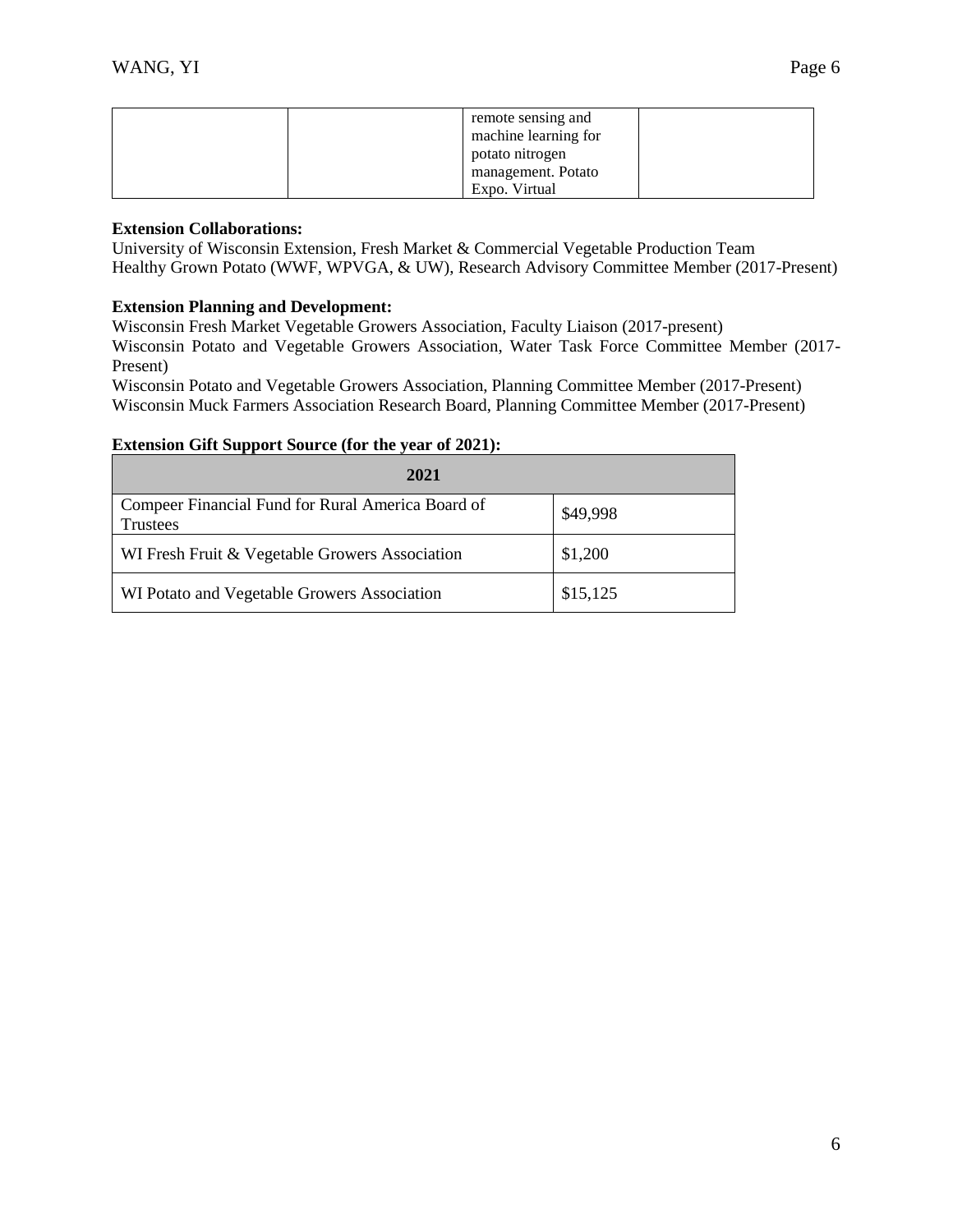| | | | |
|---|---|---|---|
| | | remote sensing and machine learning for potato nitrogen management. Potato Expo. Virtual | |

**Extension Collaborations:**

University of Wisconsin Extension, Fresh Market & Commercial Vegetable Production Team
Healthy Grown Potato (WWF, WPVGA, & UW), Research Advisory Committee Member (2017-Present)

**Extension Planning and Development:**

Wisconsin Fresh Market Vegetable Growers Association, Faculty Liaison (2017-present)
Wisconsin Potato and Vegetable Growers Association, Water Task Force Committee Member (2017-Present)
Wisconsin Potato and Vegetable Growers Association, Planning Committee Member (2017-Present)
Wisconsin Muck Farmers Association Research Board, Planning Committee Member (2017-Present)

**Extension Gift Support Source (for the year of 2021):**

| 2021 | |
|---|---|
| Compeer Financial Fund for Rural America Board of Trustees | $49,998 |
| WI Fresh Fruit & Vegetable Growers Association | $1,200 |
| WI Potato and Vegetable Growers Association | $15,125 |